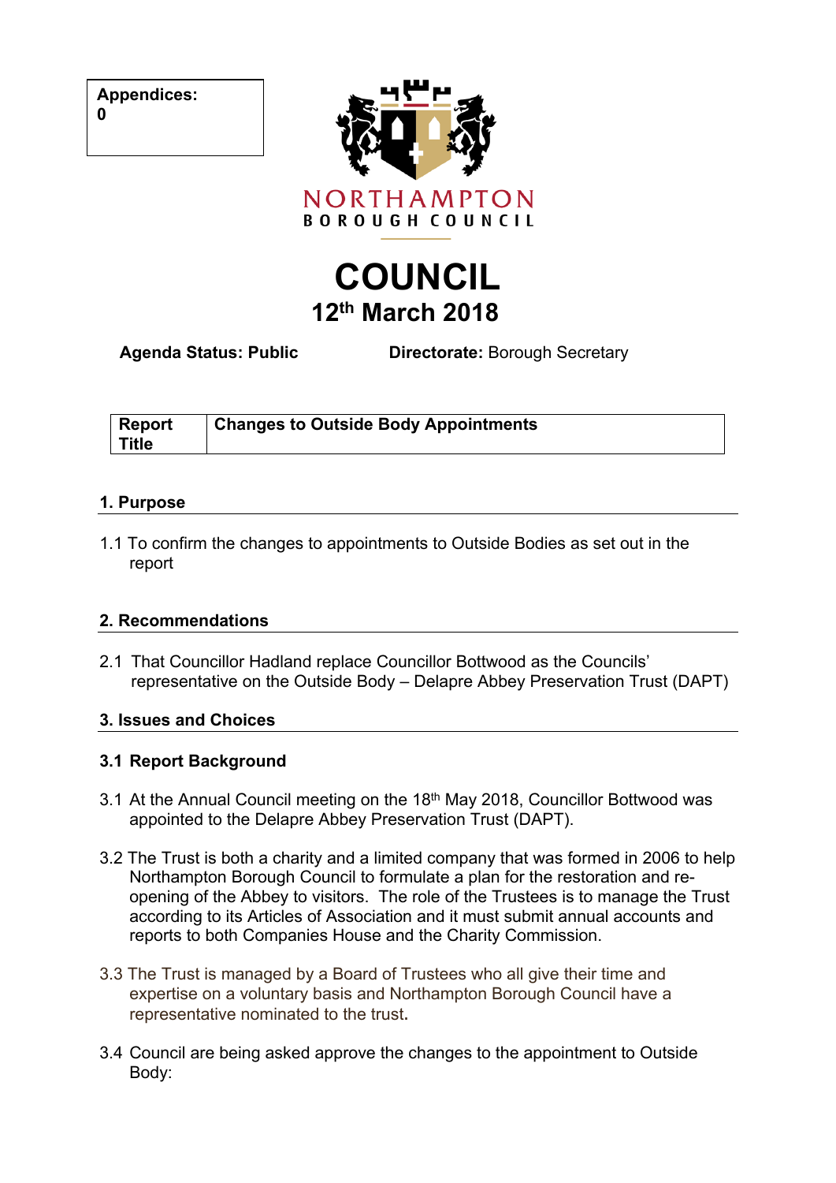**Appendices:**
**0**

NORTHAMPTON
BOROUGH COUNCIL

# COUNCIL
## 12th March 2018

**Agenda Status: Public** **Directorate:** Borough Secretary

| Report Title | Changes to Outside Body Appointments |
|---|---|

## 1. Purpose

1.1 To confirm the changes to appointments to Outside Bodies as set out in the report

## 2. Recommendations

2.1 That Councillor Hadland replace Councillor Bottwood as the Councils' representative on the Outside Body – Delapre Abbey Preservation Trust (DAPT)

## 3. Issues and Choices

### 3.1 Report Background

3.1 At the Annual Council meeting on the 18th May 2018, Councillor Bottwood was appointed to the Delapre Abbey Preservation Trust (DAPT).

3.2 The Trust is both a charity and a limited company that was formed in 2006 to help Northampton Borough Council to formulate a plan for the restoration and re-opening of the Abbey to visitors. The role of the Trustees is to manage the Trust according to its Articles of Association and it must submit annual accounts and reports to both Companies House and the Charity Commission.

3.3 The Trust is managed by a Board of Trustees who all give their time and expertise on a voluntary basis and Northampton Borough Council have a representative nominated to the trust.

3.4 Council are being asked approve the changes to the appointment to Outside Body: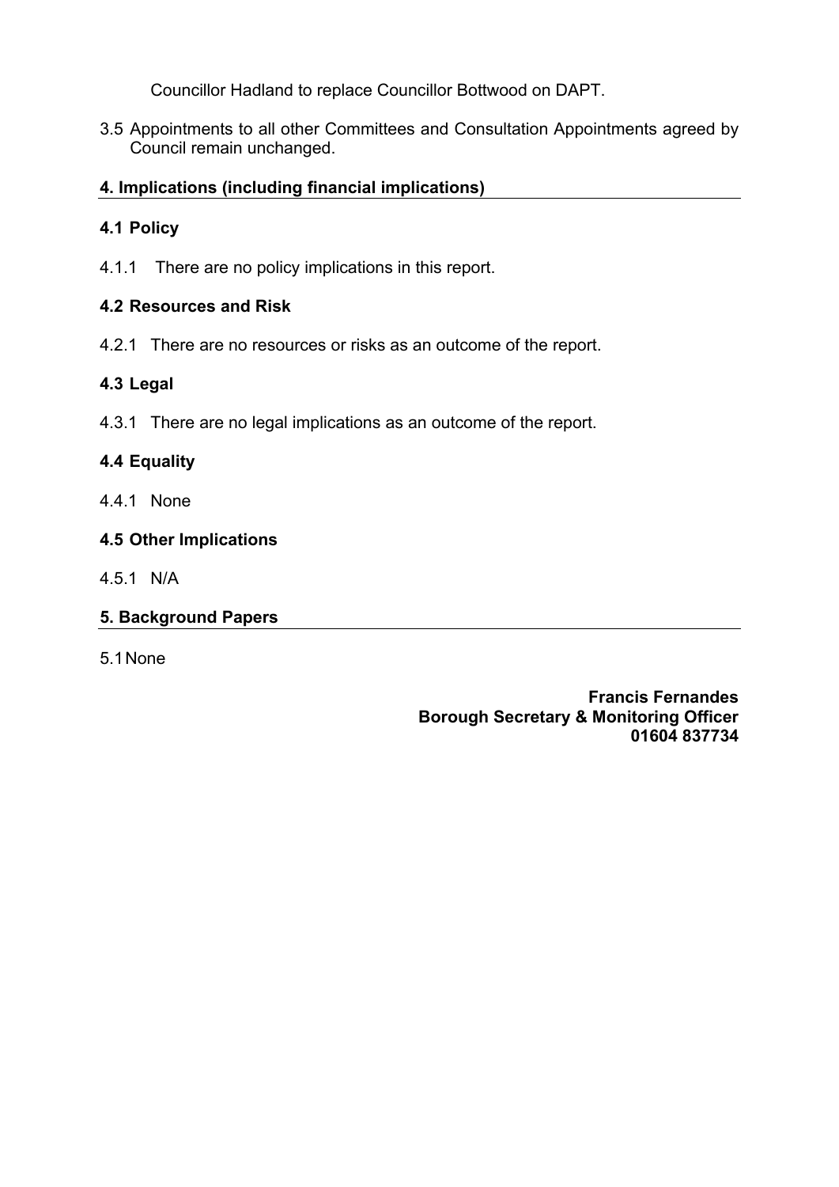Councillor Hadland to replace Councillor Bottwood on DAPT.

3.5 Appointments to all other Committees and Consultation Appointments agreed by Council remain unchanged.

## 4. Implications (including financial implications)

### 4.1 Policy

4.1.1 There are no policy implications in this report.

### 4.2 Resources and Risk

4.2.1 There are no resources or risks as an outcome of the report.

### 4.3 Legal

4.3.1 There are no legal implications as an outcome of the report.

### 4.4 Equality

4.4.1 None

### 4.5 Other Implications

4.5.1 N/A

## 5. Background Papers

5.1 None

**Francis Fernandes**
**Borough Secretary & Monitoring Officer**
**01604 837734**